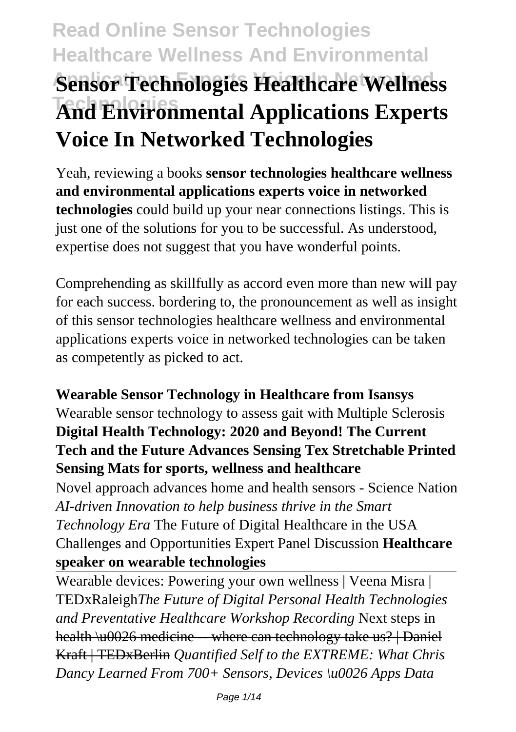# Read Online Sensor Technologies Healthcare Wellness And Environmental Applications Experts Voice In Networked Technologies

# Sensor Technologies Healthcare Wellness And Environmental Applications Experts Voice In Networked Technologies

Yeah, reviewing a books **sensor technologies healthcare wellness and environmental applications experts voice in networked technologies** could build up your near connections listings. This is just one of the solutions for you to be successful. As understood, expertise does not suggest that you have wonderful points.

Comprehending as skillfully as accord even more than new will pay for each success. bordering to, the pronouncement as well as insight of this sensor technologies healthcare wellness and environmental applications experts voice in networked technologies can be taken as competently as picked to act.

**Wearable Sensor Technology in Healthcare from Isansys** Wearable sensor technology to assess gait with Multiple Sclerosis **Digital Health Technology: 2020 and Beyond! The Current Tech and the Future Advances Sensing Tex Stretchable Printed Sensing Mats for sports, wellness and healthcare**

Novel approach advances home and health sensors - Science Nation *AI-driven Innovation to help business thrive in the Smart Technology Era* The Future of Digital Healthcare in the USA Challenges and Opportunities Expert Panel Discussion **Healthcare speaker on wearable technologies**

Wearable devices: Powering your own wellness | Veena Misra | TEDxRaleigh*The Future of Digital Personal Health Technologies and Preventative Healthcare Workshop Recording* ~~Next steps in health \u0026 medicine -- where can technology take us? | Daniel Kraft | TEDxBerlin~~ *Quantified Self to the EXTREME: What Chris Dancy Learned From 700+ Sensors, Devices \u0026 Apps Data*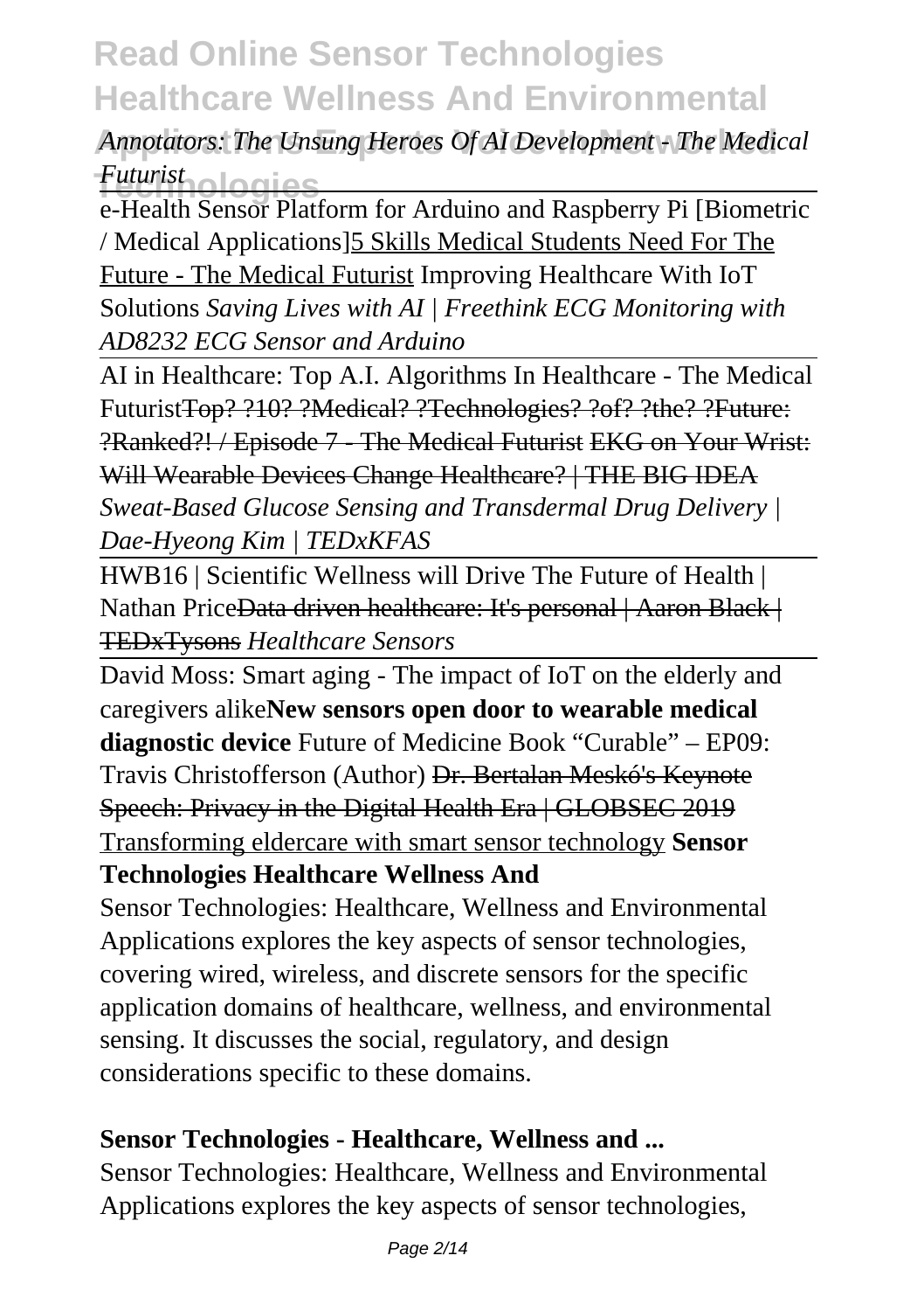*Annotators: The Unsung Heroes Of AI Development - The Medical Futurist*

e-Health Sensor Platform for Arduino and Raspberry Pi [Biometric / Medical Applications]5 Skills Medical Students Need For The Future - The Medical Futurist Improving Healthcare With IoT Solutions *Saving Lives with AI | Freethink ECG Monitoring with AD8232 ECG Sensor and Arduino*

AI in Healthcare: Top A.I. Algorithms In Healthcare - The Medical FuturistTop? ?10? ?Medical? ?Technologies? ?of? ?the? ?Future: ?Ranked?! / Episode 7 - The Medical Futurist EKG on Your Wrist: Will Wearable Devices Change Healthcare? | THE BIG IDEA *Sweat-Based Glucose Sensing and Transdermal Drug Delivery | Dae-Hyeong Kim | TEDxKFAS*

HWB16 | Scientific Wellness will Drive The Future of Health | Nathan PriceData driven healthcare: It's personal | Aaron Black | TEDxTysons *Healthcare Sensors*

David Moss: Smart aging - The impact of IoT on the elderly and caregivers alike**New sensors open door to wearable medical diagnostic device** Future of Medicine Book "Curable" – EP09: Travis Christofferson (Author) Dr. Bertalan Meskó's Keynote Speech: Privacy in the Digital Health Era | GLOBSEC 2019 Transforming eldercare with smart sensor technology **Sensor Technologies Healthcare Wellness And**

Sensor Technologies: Healthcare, Wellness and Environmental Applications explores the key aspects of sensor technologies, covering wired, wireless, and discrete sensors for the specific application domains of healthcare, wellness, and environmental sensing. It discusses the social, regulatory, and design considerations specific to these domains.

### Sensor Technologies - Healthcare, Wellness and ...

Sensor Technologies: Healthcare, Wellness and Environmental Applications explores the key aspects of sensor technologies,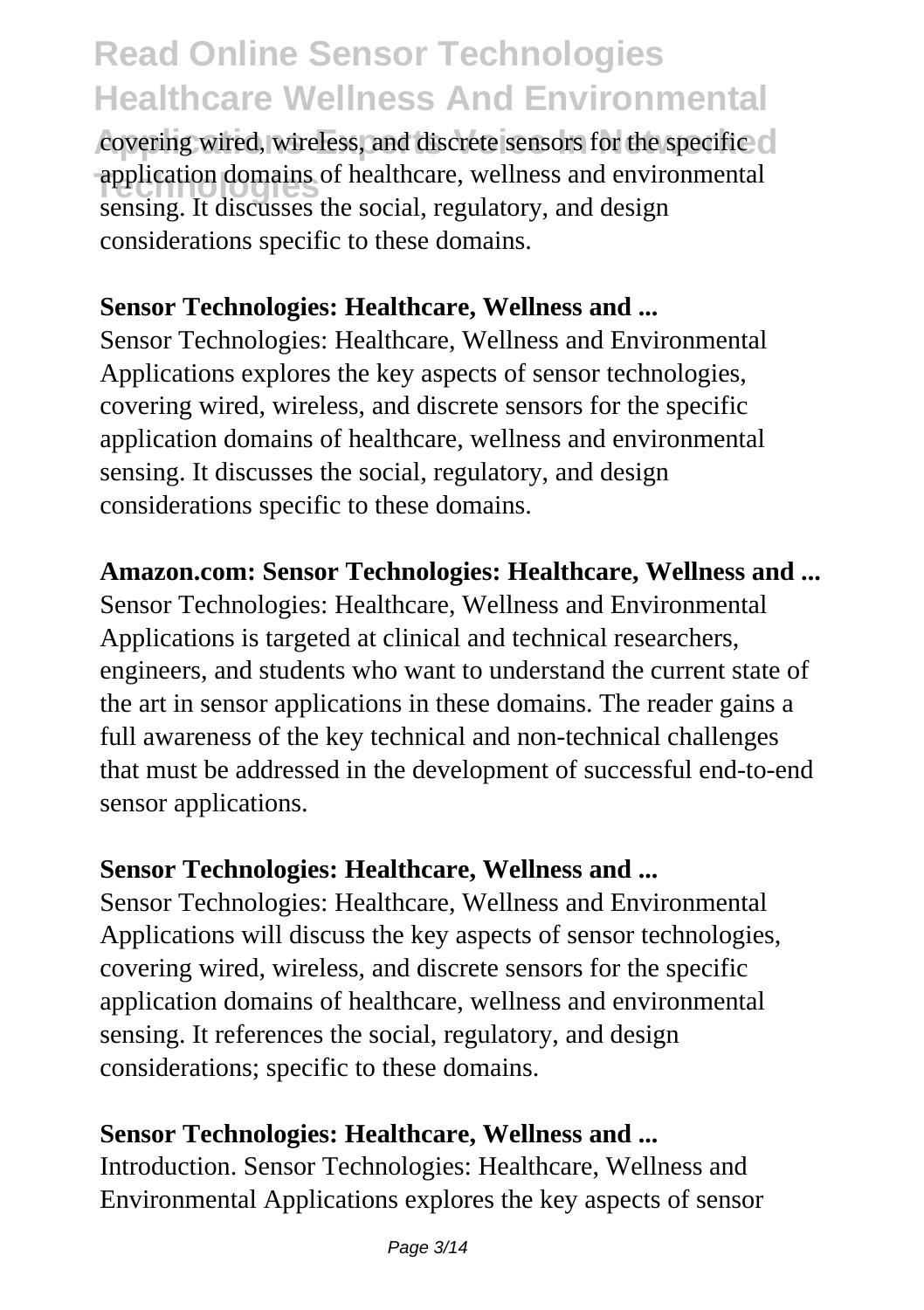covering wired, wireless, and discrete sensors for the specific application domains of healthcare, wellness and environmental sensing. It discusses the social, regulatory, and design considerations specific to these domains.

**Sensor Technologies: Healthcare, Wellness and ...**

Sensor Technologies: Healthcare, Wellness and Environmental Applications explores the key aspects of sensor technologies, covering wired, wireless, and discrete sensors for the specific application domains of healthcare, wellness and environmental sensing. It discusses the social, regulatory, and design considerations specific to these domains.

**Amazon.com: Sensor Technologies: Healthcare, Wellness and ...**

Sensor Technologies: Healthcare, Wellness and Environmental Applications is targeted at clinical and technical researchers, engineers, and students who want to understand the current state of the art in sensor applications in these domains. The reader gains a full awareness of the key technical and non-technical challenges that must be addressed in the development of successful end-to-end sensor applications.

**Sensor Technologies: Healthcare, Wellness and ...**

Sensor Technologies: Healthcare, Wellness and Environmental Applications will discuss the key aspects of sensor technologies, covering wired, wireless, and discrete sensors for the specific application domains of healthcare, wellness and environmental sensing. It references the social, regulatory, and design considerations; specific to these domains.

**Sensor Technologies: Healthcare, Wellness and ...**

Introduction. Sensor Technologies: Healthcare, Wellness and Environmental Applications explores the key aspects of sensor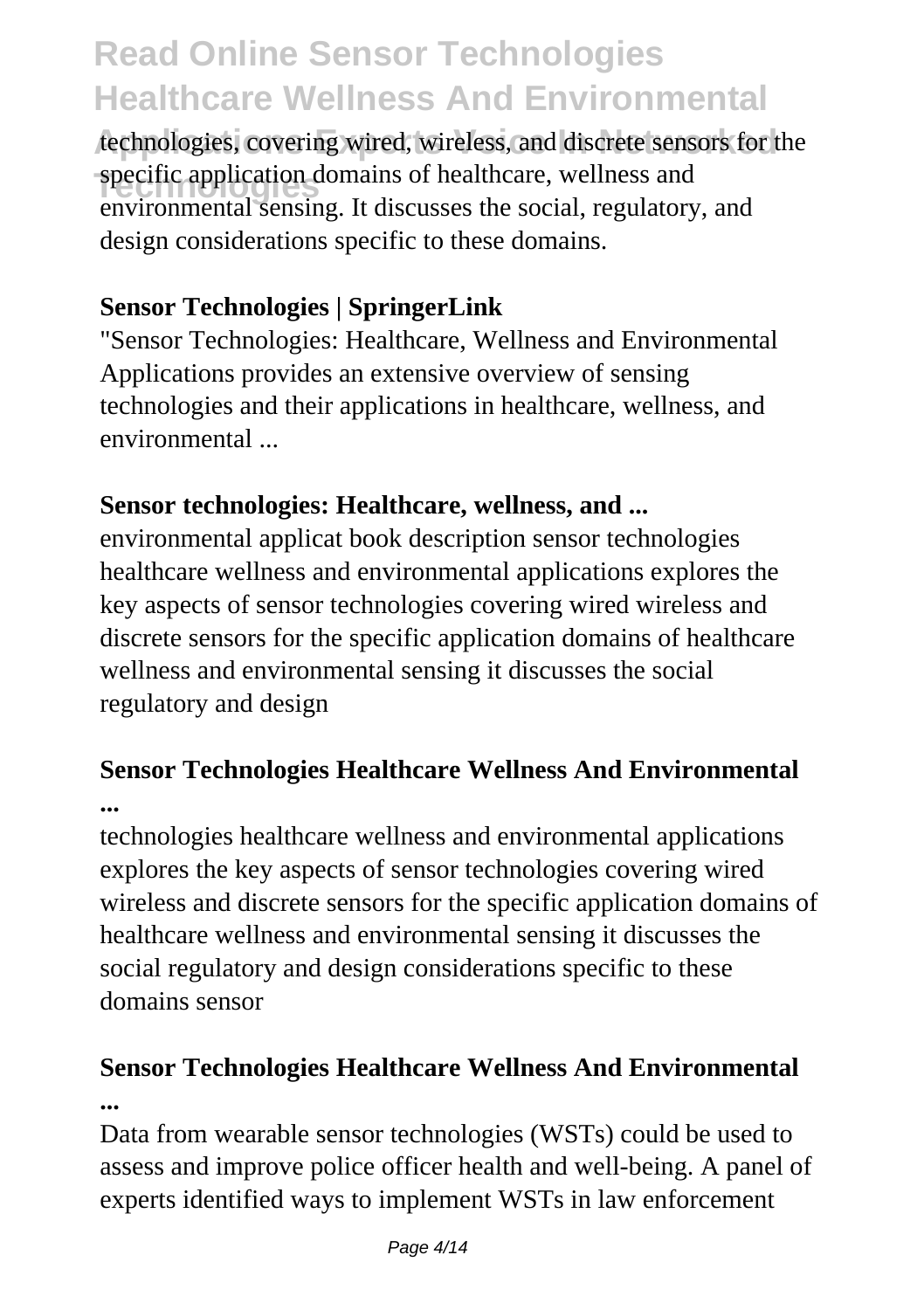technologies, covering wired, wireless, and discrete sensors for the specific application domains of healthcare, wellness and environmental sensing. It discusses the social, regulatory, and design considerations specific to these domains.

**Sensor Technologies | SpringerLink**

"Sensor Technologies: Healthcare, Wellness and Environmental Applications provides an extensive overview of sensing technologies and their applications in healthcare, wellness, and environmental ...

**Sensor technologies: Healthcare, wellness, and ...**

environmental applicat book description sensor technologies healthcare wellness and environmental applications explores the key aspects of sensor technologies covering wired wireless and discrete sensors for the specific application domains of healthcare wellness and environmental sensing it discusses the social regulatory and design

**Sensor Technologies Healthcare Wellness And Environmental ...**

technologies healthcare wellness and environmental applications explores the key aspects of sensor technologies covering wired wireless and discrete sensors for the specific application domains of healthcare wellness and environmental sensing it discusses the social regulatory and design considerations specific to these domains sensor

**Sensor Technologies Healthcare Wellness And Environmental ...**

Data from wearable sensor technologies (WSTs) could be used to assess and improve police officer health and well-being. A panel of experts identified ways to implement WSTs in law enforcement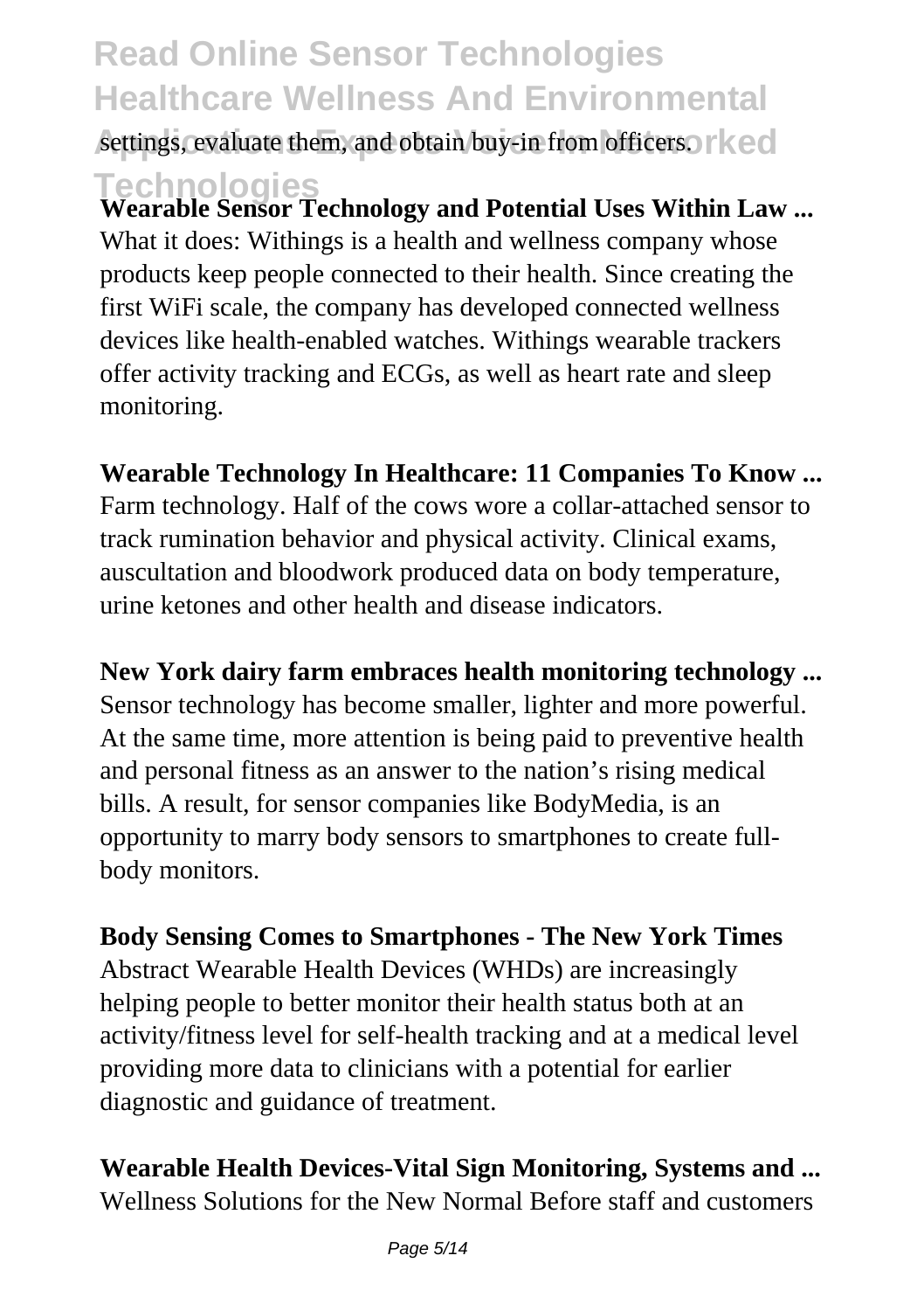settings, evaluate them, and obtain buy-in from officers.

**Wearable Sensor Technology and Potential Uses Within Law ...**

What it does: Withings is a health and wellness company whose products keep people connected to their health. Since creating the first WiFi scale, the company has developed connected wellness devices like health-enabled watches. Withings wearable trackers offer activity tracking and ECGs, as well as heart rate and sleep monitoring.

**Wearable Technology In Healthcare: 11 Companies To Know ...**

Farm technology. Half of the cows wore a collar-attached sensor to track rumination behavior and physical activity. Clinical exams, auscultation and bloodwork produced data on body temperature, urine ketones and other health and disease indicators.

**New York dairy farm embraces health monitoring technology ...**

Sensor technology has become smaller, lighter and more powerful. At the same time, more attention is being paid to preventive health and personal fitness as an answer to the nation's rising medical bills. A result, for sensor companies like BodyMedia, is an opportunity to marry body sensors to smartphones to create full-body monitors.

**Body Sensing Comes to Smartphones - The New York Times**

Abstract Wearable Health Devices (WHDs) are increasingly helping people to better monitor their health status both at an activity/fitness level for self-health tracking and at a medical level providing more data to clinicians with a potential for earlier diagnostic and guidance of treatment.

**Wearable Health Devices-Vital Sign Monitoring, Systems and ...**

Wellness Solutions for the New Normal Before staff and customers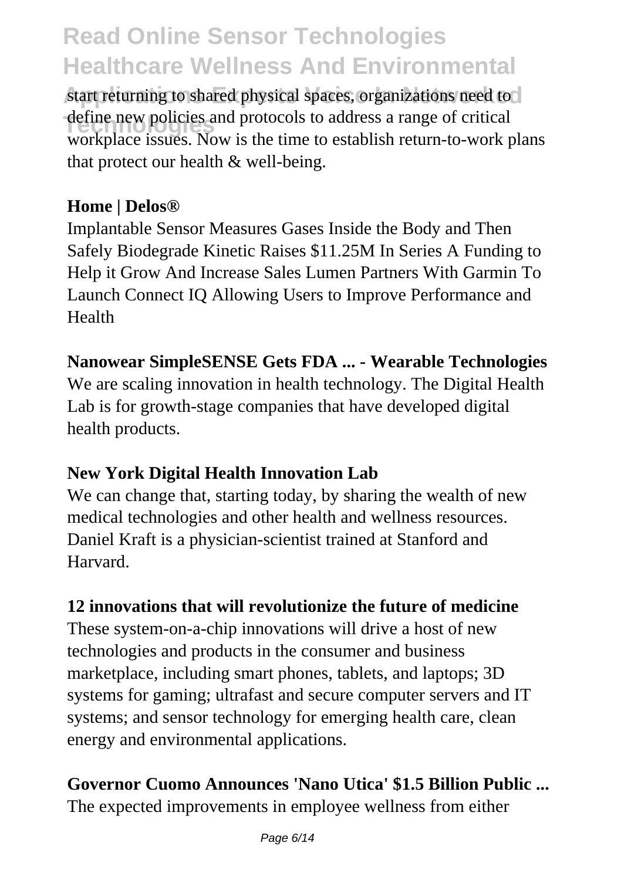start returning to shared physical spaces, organizations need to define new policies and protocols to address a range of critical workplace issues. Now is the time to establish return-to-work plans that protect our health & well-being.

**Home | Delos®**

Implantable Sensor Measures Gases Inside the Body and Then Safely Biodegrade Kinetic Raises $11.25M In Series A Funding to Help it Grow And Increase Sales Lumen Partners With Garmin To Launch Connect IQ Allowing Users to Improve Performance and Health

**Nanowear SimpleSENSE Gets FDA ... - Wearable Technologies**

We are scaling innovation in health technology. The Digital Health Lab is for growth-stage companies that have developed digital health products.

**New York Digital Health Innovation Lab**

We can change that, starting today, by sharing the wealth of new medical technologies and other health and wellness resources. Daniel Kraft is a physician-scientist trained at Stanford and Harvard.

**12 innovations that will revolutionize the future of medicine**

These system-on-a-chip innovations will drive a host of new technologies and products in the consumer and business marketplace, including smart phones, tablets, and laptops; 3D systems for gaming; ultrafast and secure computer servers and IT systems; and sensor technology for emerging health care, clean energy and environmental applications.

**Governor Cuomo Announces 'Nano Utica' $1.5 Billion Public ...**

The expected improvements in employee wellness from either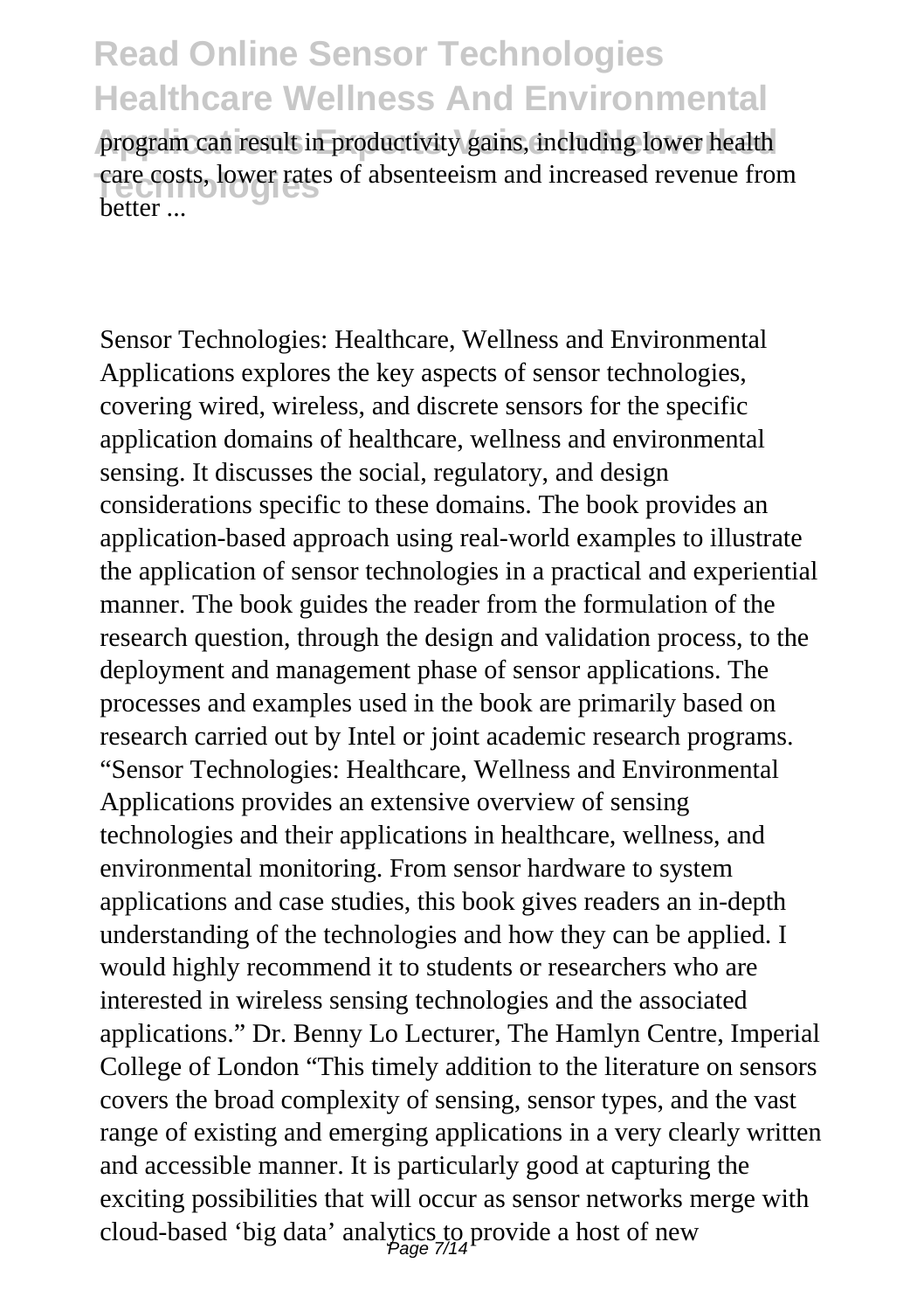program can result in productivity gains, including lower health care costs, lower rates of absenteeism and increased revenue from better ...

Sensor Technologies: Healthcare, Wellness and Environmental Applications explores the key aspects of sensor technologies, covering wired, wireless, and discrete sensors for the specific application domains of healthcare, wellness and environmental sensing. It discusses the social, regulatory, and design considerations specific to these domains. The book provides an application-based approach using real-world examples to illustrate the application of sensor technologies in a practical and experiential manner. The book guides the reader from the formulation of the research question, through the design and validation process, to the deployment and management phase of sensor applications. The processes and examples used in the book are primarily based on research carried out by Intel or joint academic research programs. "Sensor Technologies: Healthcare, Wellness and Environmental Applications provides an extensive overview of sensing technologies and their applications in healthcare, wellness, and environmental monitoring. From sensor hardware to system applications and case studies, this book gives readers an in-depth understanding of the technologies and how they can be applied. I would highly recommend it to students or researchers who are interested in wireless sensing technologies and the associated applications." Dr. Benny Lo Lecturer, The Hamlyn Centre, Imperial College of London "This timely addition to the literature on sensors covers the broad complexity of sensing, sensor types, and the vast range of existing and emerging applications in a very clearly written and accessible manner. It is particularly good at capturing the exciting possibilities that will occur as sensor networks merge with cloud-based 'big data' analytics to provide a host of new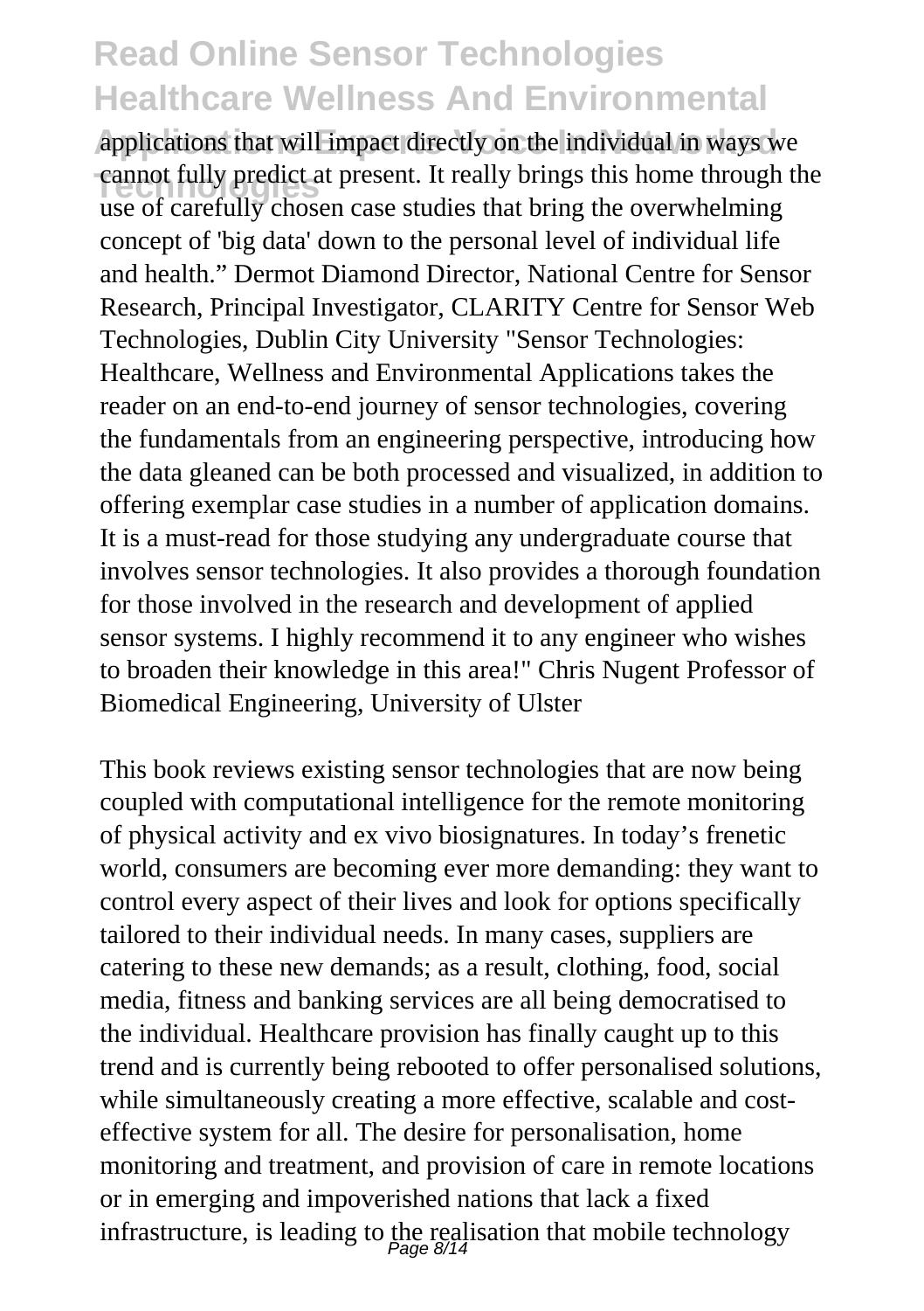applications that will impact directly on the individual in ways we cannot fully predict at present. It really brings this home through the use of carefully chosen case studies that bring the overwhelming concept of 'big data' down to the personal level of individual life and health." Dermot Diamond Director, National Centre for Sensor Research, Principal Investigator, CLARITY Centre for Sensor Web Technologies, Dublin City University "Sensor Technologies: Healthcare, Wellness and Environmental Applications takes the reader on an end-to-end journey of sensor technologies, covering the fundamentals from an engineering perspective, introducing how the data gleaned can be both processed and visualized, in addition to offering exemplar case studies in a number of application domains. It is a must-read for those studying any undergraduate course that involves sensor technologies. It also provides a thorough foundation for those involved in the research and development of applied sensor systems. I highly recommend it to any engineer who wishes to broaden their knowledge in this area!" Chris Nugent Professor of Biomedical Engineering, University of Ulster

This book reviews existing sensor technologies that are now being coupled with computational intelligence for the remote monitoring of physical activity and ex vivo biosignatures. In today's frenetic world, consumers are becoming ever more demanding: they want to control every aspect of their lives and look for options specifically tailored to their individual needs. In many cases, suppliers are catering to these new demands; as a result, clothing, food, social media, fitness and banking services are all being democratised to the individual. Healthcare provision has finally caught up to this trend and is currently being rebooted to offer personalised solutions, while simultaneously creating a more effective, scalable and cost-effective system for all. The desire for personalisation, home monitoring and treatment, and provision of care in remote locations or in emerging and impoverished nations that lack a fixed infrastructure, is leading to the realisation that mobile technology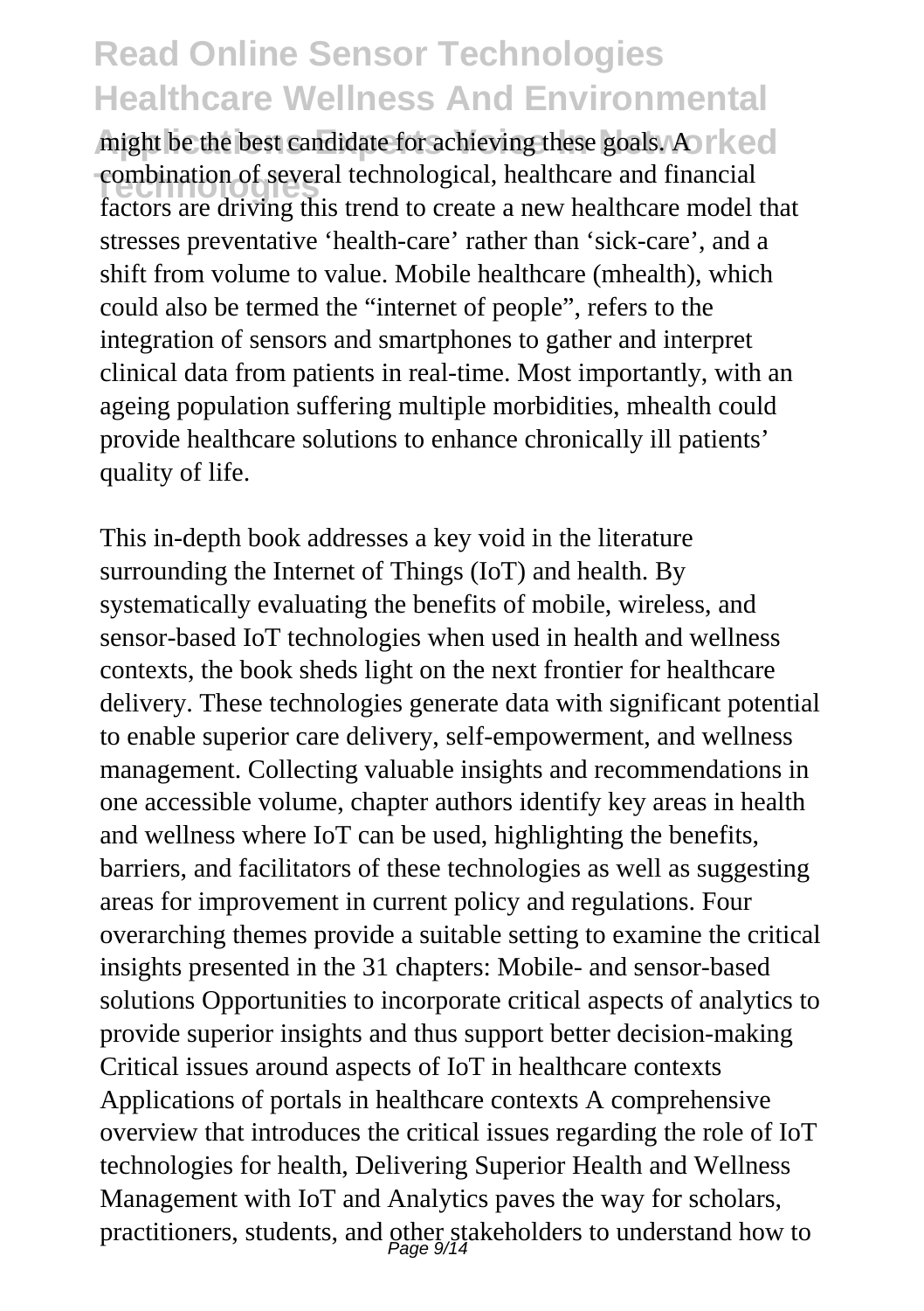might be the best candidate for achieving these goals. A combination of several technological, healthcare and financial factors are driving this trend to create a new healthcare model that stresses preventative 'health-care' rather than 'sick-care', and a shift from volume to value. Mobile healthcare (mhealth), which could also be termed the "internet of people", refers to the integration of sensors and smartphones to gather and interpret clinical data from patients in real-time. Most importantly, with an ageing population suffering multiple morbidities, mhealth could provide healthcare solutions to enhance chronically ill patients' quality of life.

This in-depth book addresses a key void in the literature surrounding the Internet of Things (IoT) and health. By systematically evaluating the benefits of mobile, wireless, and sensor-based IoT technologies when used in health and wellness contexts, the book sheds light on the next frontier for healthcare delivery. These technologies generate data with significant potential to enable superior care delivery, self-empowerment, and wellness management. Collecting valuable insights and recommendations in one accessible volume, chapter authors identify key areas in health and wellness where IoT can be used, highlighting the benefits, barriers, and facilitators of these technologies as well as suggesting areas for improvement in current policy and regulations. Four overarching themes provide a suitable setting to examine the critical insights presented in the 31 chapters: Mobile- and sensor-based solutions Opportunities to incorporate critical aspects of analytics to provide superior insights and thus support better decision-making Critical issues around aspects of IoT in healthcare contexts Applications of portals in healthcare contexts A comprehensive overview that introduces the critical issues regarding the role of IoT technologies for health, Delivering Superior Health and Wellness Management with IoT and Analytics paves the way for scholars, practitioners, students, and other stakeholders to understand how to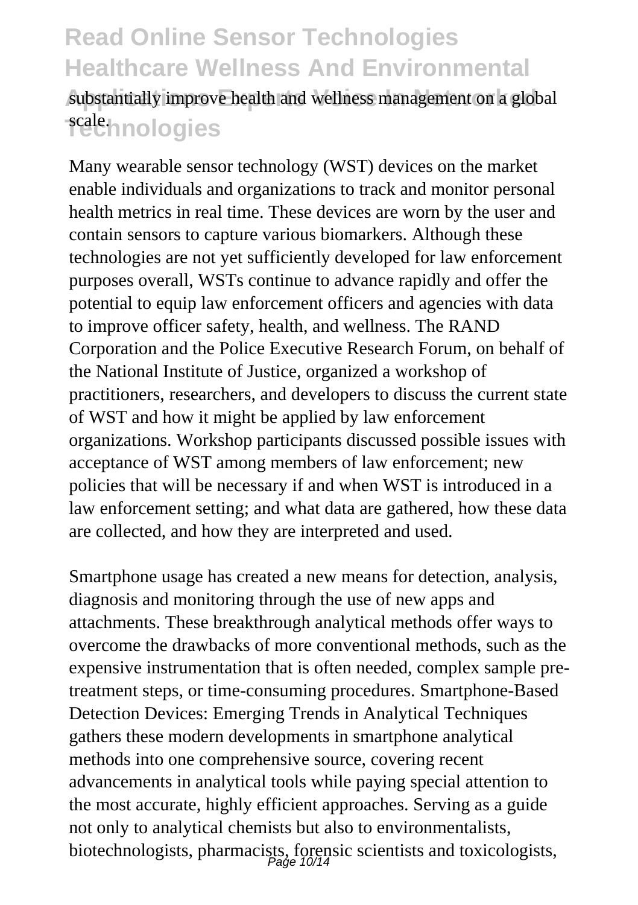substantially improve health and wellness management on a global scale.

Many wearable sensor technology (WST) devices on the market enable individuals and organizations to track and monitor personal health metrics in real time. These devices are worn by the user and contain sensors to capture various biomarkers. Although these technologies are not yet sufficiently developed for law enforcement purposes overall, WSTs continue to advance rapidly and offer the potential to equip law enforcement officers and agencies with data to improve officer safety, health, and wellness. The RAND Corporation and the Police Executive Research Forum, on behalf of the National Institute of Justice, organized a workshop of practitioners, researchers, and developers to discuss the current state of WST and how it might be applied by law enforcement organizations. Workshop participants discussed possible issues with acceptance of WST among members of law enforcement; new policies that will be necessary if and when WST is introduced in a law enforcement setting; and what data are gathered, how these data are collected, and how they are interpreted and used.

Smartphone usage has created a new means for detection, analysis, diagnosis and monitoring through the use of new apps and attachments. These breakthrough analytical methods offer ways to overcome the drawbacks of more conventional methods, such as the expensive instrumentation that is often needed, complex sample pre-treatment steps, or time-consuming procedures. Smartphone-Based Detection Devices: Emerging Trends in Analytical Techniques gathers these modern developments in smartphone analytical methods into one comprehensive source, covering recent advancements in analytical tools while paying special attention to the most accurate, highly efficient approaches. Serving as a guide not only to analytical chemists but also to environmentalists, biotechnologists, pharmacists, forensic scientists and toxicologists,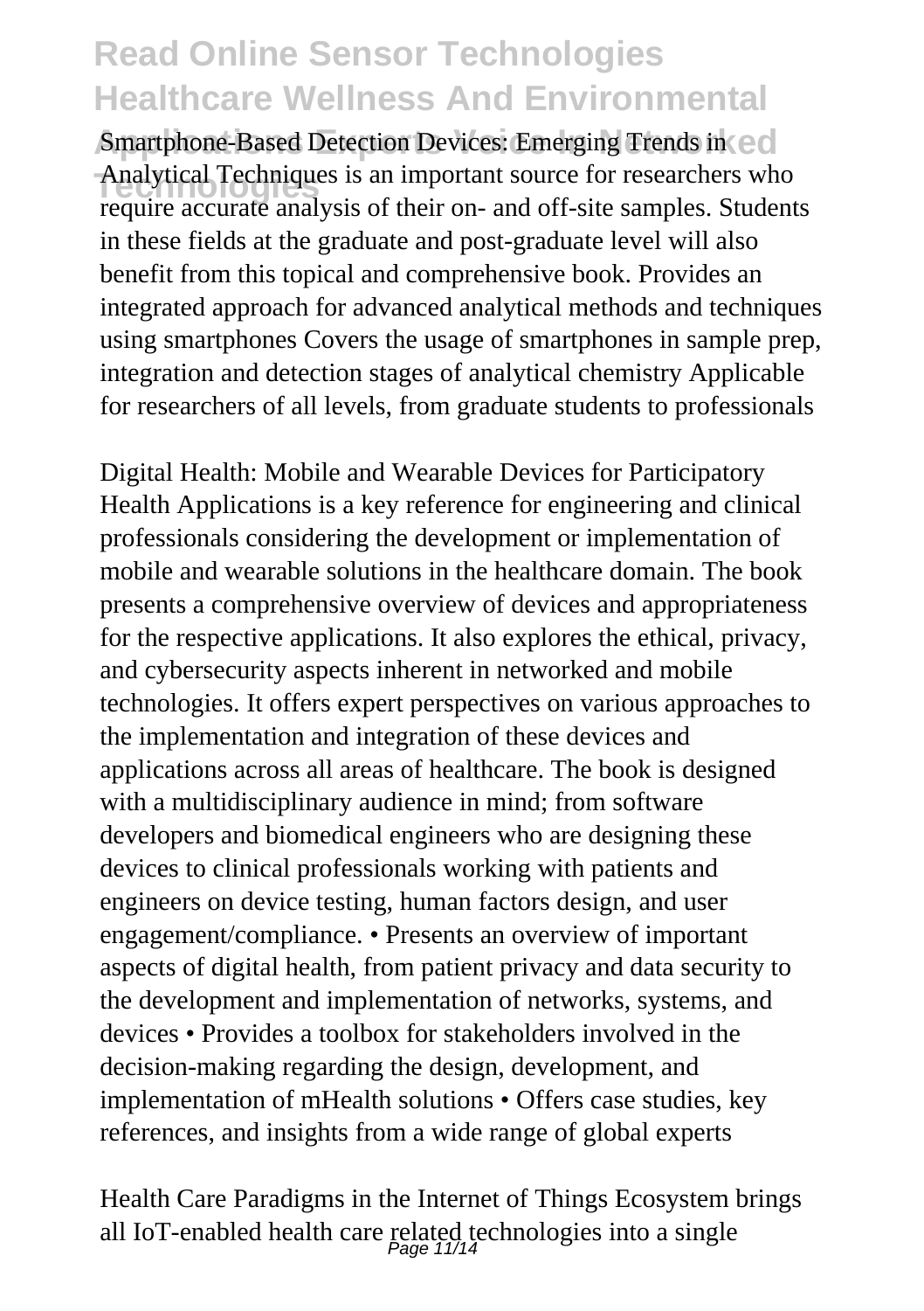Smartphone-Based Detection Devices: Emerging Trends in Analytical Techniques is an important source for researchers who require accurate analysis of their on- and off-site samples. Students in these fields at the graduate and post-graduate level will also benefit from this topical and comprehensive book. Provides an integrated approach for advanced analytical methods and techniques using smartphones Covers the usage of smartphones in sample prep, integration and detection stages of analytical chemistry Applicable for researchers of all levels, from graduate students to professionals

Digital Health: Mobile and Wearable Devices for Participatory Health Applications is a key reference for engineering and clinical professionals considering the development or implementation of mobile and wearable solutions in the healthcare domain. The book presents a comprehensive overview of devices and appropriateness for the respective applications. It also explores the ethical, privacy, and cybersecurity aspects inherent in networked and mobile technologies. It offers expert perspectives on various approaches to the implementation and integration of these devices and applications across all areas of healthcare. The book is designed with a multidisciplinary audience in mind; from software developers and biomedical engineers who are designing these devices to clinical professionals working with patients and engineers on device testing, human factors design, and user engagement/compliance. • Presents an overview of important aspects of digital health, from patient privacy and data security to the development and implementation of networks, systems, and devices • Provides a toolbox for stakeholders involved in the decision-making regarding the design, development, and implementation of mHealth solutions • Offers case studies, key references, and insights from a wide range of global experts

Health Care Paradigms in the Internet of Things Ecosystem brings all IoT-enabled health care related technologies into a single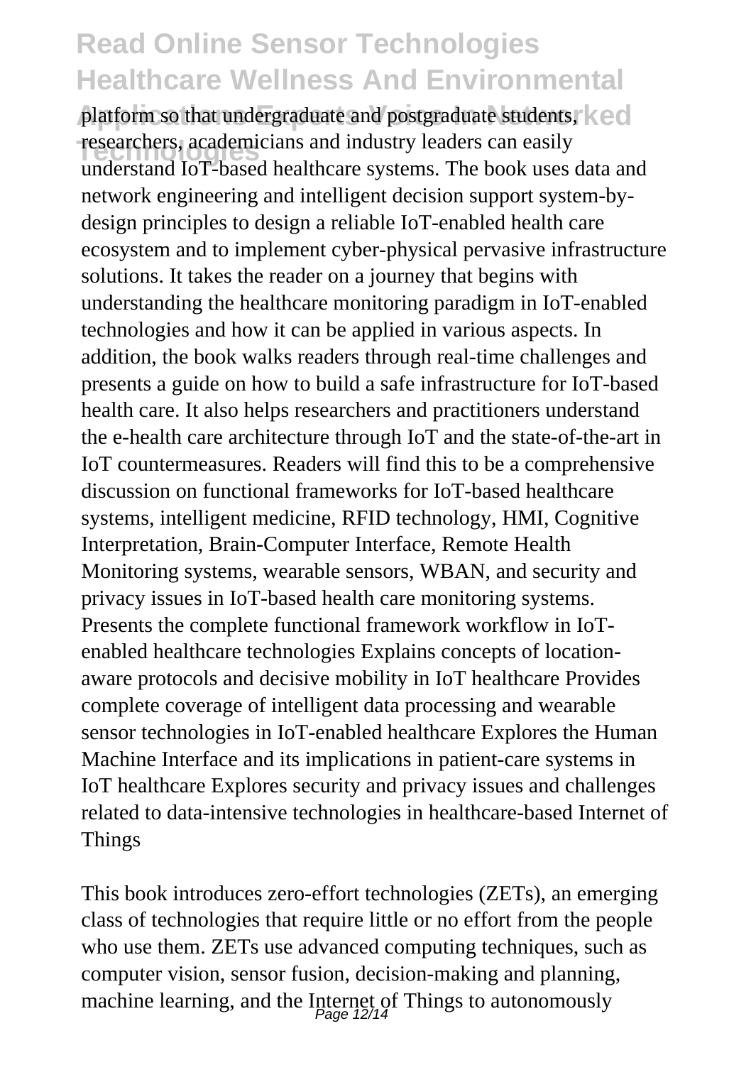platform so that undergraduate and postgraduate students, researchers, academicians and industry leaders can easily understand IoT-based healthcare systems. The book uses data and network engineering and intelligent decision support system-by-design principles to design a reliable IoT-enabled health care ecosystem and to implement cyber-physical pervasive infrastructure solutions. It takes the reader on a journey that begins with understanding the healthcare monitoring paradigm in IoT-enabled technologies and how it can be applied in various aspects. In addition, the book walks readers through real-time challenges and presents a guide on how to build a safe infrastructure for IoT-based health care. It also helps researchers and practitioners understand the e-health care architecture through IoT and the state-of-the-art in IoT countermeasures. Readers will find this to be a comprehensive discussion on functional frameworks for IoT-based healthcare systems, intelligent medicine, RFID technology, HMI, Cognitive Interpretation, Brain-Computer Interface, Remote Health Monitoring systems, wearable sensors, WBAN, and security and privacy issues in IoT-based health care monitoring systems. Presents the complete functional framework workflow in IoT-enabled healthcare technologies Explains concepts of location-aware protocols and decisive mobility in IoT healthcare Provides complete coverage of intelligent data processing and wearable sensor technologies in IoT-enabled healthcare Explores the Human Machine Interface and its implications in patient-care systems in IoT healthcare Explores security and privacy issues and challenges related to data-intensive technologies in healthcare-based Internet of Things

This book introduces zero-effort technologies (ZETs), an emerging class of technologies that require little or no effort from the people who use them. ZETs use advanced computing techniques, such as computer vision, sensor fusion, decision-making and planning, machine learning, and the Internet of Things to autonomously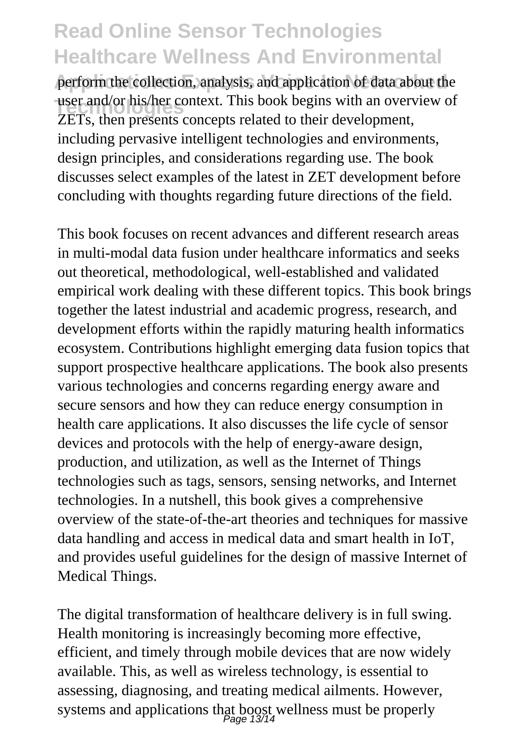perform the collection, analysis, and application of data about the user and/or his/her context. This book begins with an overview of ZETs, then presents concepts related to their development, including pervasive intelligent technologies and environments, design principles, and considerations regarding use. The book discusses select examples of the latest in ZET development before concluding with thoughts regarding future directions of the field.

This book focuses on recent advances and different research areas in multi-modal data fusion under healthcare informatics and seeks out theoretical, methodological, well-established and validated empirical work dealing with these different topics. This book brings together the latest industrial and academic progress, research, and development efforts within the rapidly maturing health informatics ecosystem. Contributions highlight emerging data fusion topics that support prospective healthcare applications. The book also presents various technologies and concerns regarding energy aware and secure sensors and how they can reduce energy consumption in health care applications. It also discusses the life cycle of sensor devices and protocols with the help of energy-aware design, production, and utilization, as well as the Internet of Things technologies such as tags, sensors, sensing networks, and Internet technologies. In a nutshell, this book gives a comprehensive overview of the state-of-the-art theories and techniques for massive data handling and access in medical data and smart health in IoT, and provides useful guidelines for the design of massive Internet of Medical Things.

The digital transformation of healthcare delivery is in full swing. Health monitoring is increasingly becoming more effective, efficient, and timely through mobile devices that are now widely available. This, as well as wireless technology, is essential to assessing, diagnosing, and treating medical ailments. However, systems and applications that boost wellness must be properly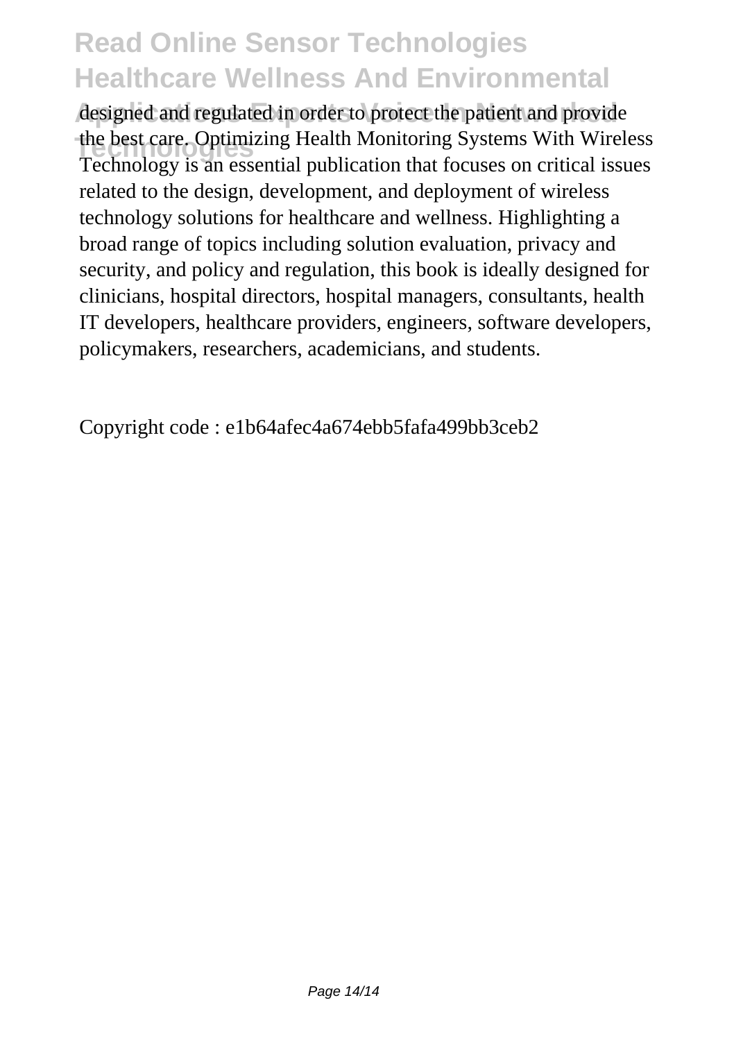designed and regulated in order to protect the patient and provide the best care. Optimizing Health Monitoring Systems With Wireless Technology is an essential publication that focuses on critical issues related to the design, development, and deployment of wireless technology solutions for healthcare and wellness. Highlighting a broad range of topics including solution evaluation, privacy and security, and policy and regulation, this book is ideally designed for clinicians, hospital directors, hospital managers, consultants, health IT developers, healthcare providers, engineers, software developers, policymakers, researchers, academicians, and students.

Copyright code : e1b64afec4a674ebb5fafa499bb3ceb2